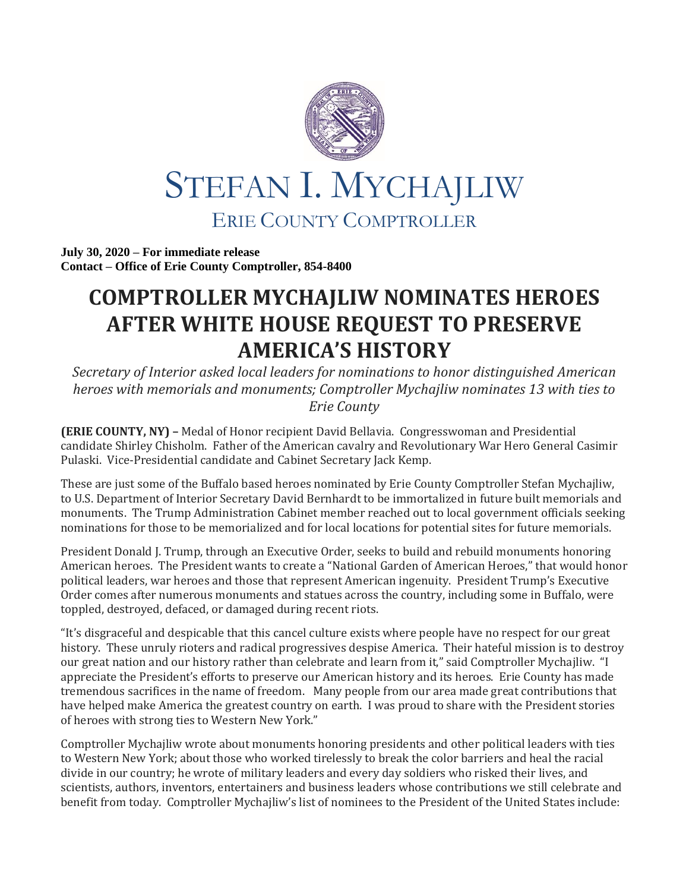# STEFAN I. MYCHAJLIW

## ERIE COUNTY COMPTROLLER

**July 30, 2020 – For immediate release**
**Contact – Office of Erie County Comptroller, 854-8400**

# COMPTROLLER MYCHAJLIW NOMINATES HEROES AFTER WHITE HOUSE REQUEST TO PRESERVE AMERICA'S HISTORY

*Secretary of Interior asked local leaders for nominations to honor distinguished American heroes with memorials and monuments; Comptroller Mychajliw nominates 13 with ties to Erie County*

**(ERIE COUNTY, NY) –** Medal of Honor recipient David Bellavia. Congresswoman and Presidential candidate Shirley Chisholm. Father of the American cavalry and Revolutionary War Hero General Casimir Pulaski. Vice-Presidential candidate and Cabinet Secretary Jack Kemp.

These are just some of the Buffalo based heroes nominated by Erie County Comptroller Stefan Mychajliw, to U.S. Department of Interior Secretary David Bernhardt to be immortalized in future built memorials and monuments. The Trump Administration Cabinet member reached out to local government officials seeking nominations for those to be memorialized and for local locations for potential sites for future memorials.

President Donald J. Trump, through an Executive Order, seeks to build and rebuild monuments honoring American heroes. The President wants to create a "National Garden of American Heroes," that would honor political leaders, war heroes and those that represent American ingenuity. President Trump's Executive Order comes after numerous monuments and statues across the country, including some in Buffalo, were toppled, destroyed, defaced, or damaged during recent riots.

"It's disgraceful and despicable that this cancel culture exists where people have no respect for our great history. These unruly rioters and radical progressives despise America. Their hateful mission is to destroy our great nation and our history rather than celebrate and learn from it," said Comptroller Mychajliw. "I appreciate the President's efforts to preserve our American history and its heroes. Erie County has made tremendous sacrifices in the name of freedom. Many people from our area made great contributions that have helped make America the greatest country on earth. I was proud to share with the President stories of heroes with strong ties to Western New York."

Comptroller Mychajliw wrote about monuments honoring presidents and other political leaders with ties to Western New York; about those who worked tirelessly to break the color barriers and heal the racial divide in our country; he wrote of military leaders and every day soldiers who risked their lives, and scientists, authors, inventors, entertainers and business leaders whose contributions we still celebrate and benefit from today. Comptroller Mychajliw's list of nominees to the President of the United States include: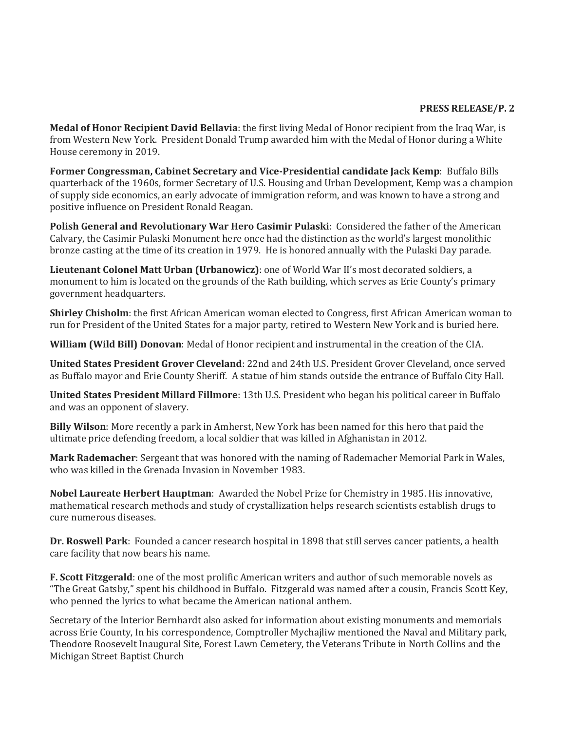**PRESS RELEASE/P. 2**

**Medal of Honor Recipient David Bellavia**: the first living Medal of Honor recipient from the Iraq War, is from Western New York. President Donald Trump awarded him with the Medal of Honor during a White House ceremony in 2019.

**Former Congressman, Cabinet Secretary and Vice-Presidential candidate Jack Kemp**: Buffalo Bills quarterback of the 1960s, former Secretary of U.S. Housing and Urban Development, Kemp was a champion of supply side economics, an early advocate of immigration reform, and was known to have a strong and positive influence on President Ronald Reagan.

**Polish General and Revolutionary War Hero Casimir Pulaski**: Considered the father of the American Calvary, the Casimir Pulaski Monument here once had the distinction as the world's largest monolithic bronze casting at the time of its creation in 1979. He is honored annually with the Pulaski Day parade.

**Lieutenant Colonel Matt Urban (Urbanowicz)**: one of World War II's most decorated soldiers, a monument to him is located on the grounds of the Rath building, which serves as Erie County's primary government headquarters.

**Shirley Chisholm**: the first African American woman elected to Congress, first African American woman to run for President of the United States for a major party, retired to Western New York and is buried here.

**William (Wild Bill) Donovan**: Medal of Honor recipient and instrumental in the creation of the CIA.

**United States President Grover Cleveland**: 22nd and 24th U.S. President Grover Cleveland, once served as Buffalo mayor and Erie County Sheriff. A statue of him stands outside the entrance of Buffalo City Hall.

**United States President Millard Fillmore**: 13th U.S. President who began his political career in Buffalo and was an opponent of slavery.

**Billy Wilson**: More recently a park in Amherst, New York has been named for this hero that paid the ultimate price defending freedom, a local soldier that was killed in Afghanistan in 2012.

**Mark Rademacher**: Sergeant that was honored with the naming of Rademacher Memorial Park in Wales, who was killed in the Grenada Invasion in November 1983.

**Nobel Laureate Herbert Hauptman**: Awarded the Nobel Prize for Chemistry in 1985. His innovative, mathematical research methods and study of crystallization helps research scientists establish drugs to cure numerous diseases.

**Dr. Roswell Park**: Founded a cancer research hospital in 1898 that still serves cancer patients, a health care facility that now bears his name.

**F. Scott Fitzgerald**: one of the most prolific American writers and author of such memorable novels as "The Great Gatsby," spent his childhood in Buffalo. Fitzgerald was named after a cousin, Francis Scott Key, who penned the lyrics to what became the American national anthem.

Secretary of the Interior Bernhardt also asked for information about existing monuments and memorials across Erie County, In his correspondence, Comptroller Mychajliw mentioned the Naval and Military park, Theodore Roosevelt Inaugural Site, Forest Lawn Cemetery, the Veterans Tribute in North Collins and the Michigan Street Baptist Church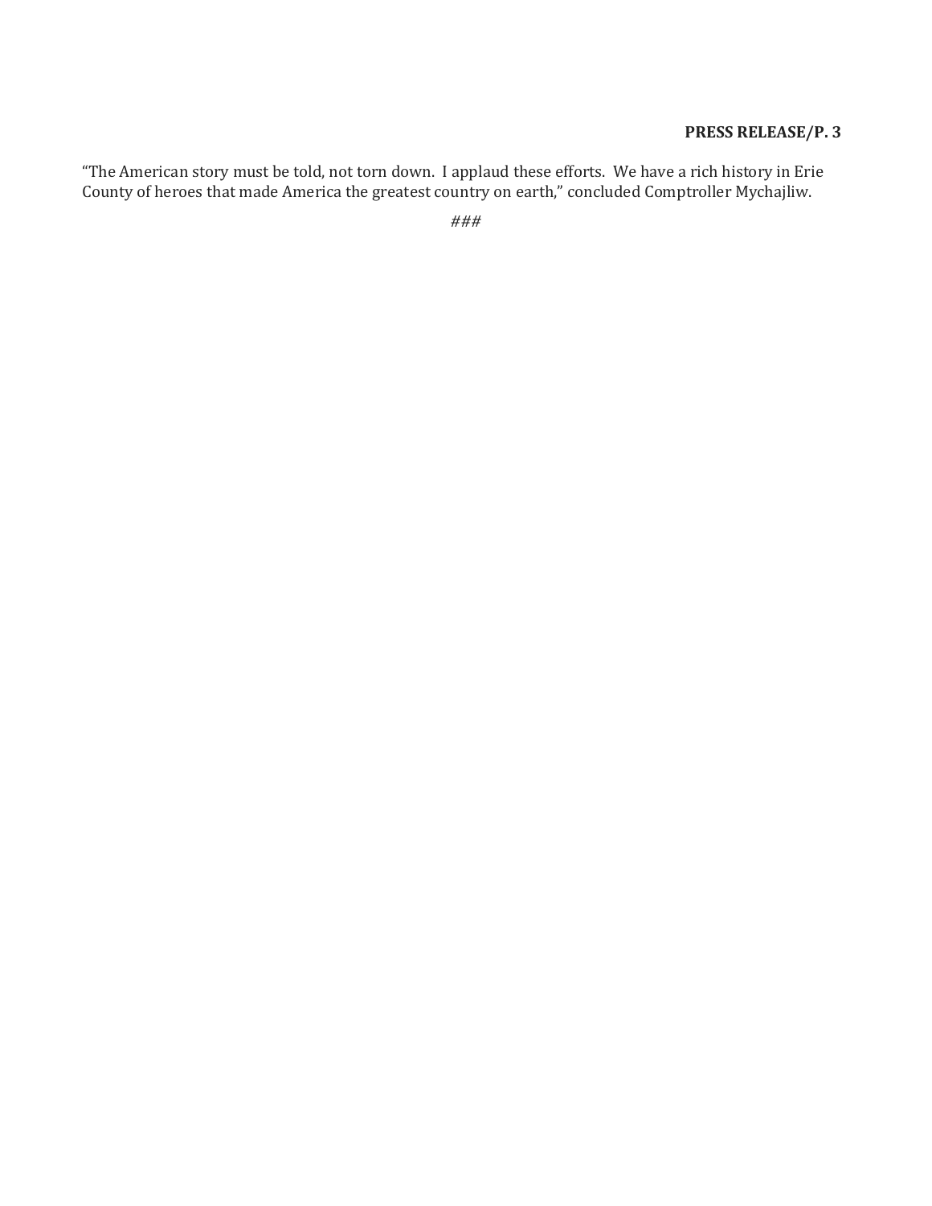"The American story must be told, not torn down. I applaud these efforts. We have a rich history in Erie County of heroes that made America the greatest country on earth," concluded Comptroller Mychajliw.

###